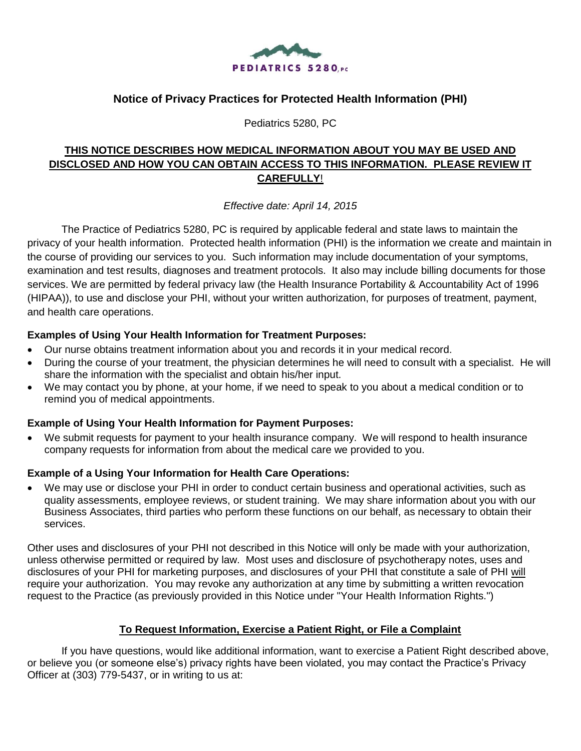PEDIATRICS 5280, PC

# Notice of Privacy Practices for Protected Health Information (PHI)

Pediatrics 5280, PC

**THIS NOTICE DESCRIBES HOW MEDICAL INFORMATION ABOUT YOU MAY BE USED AND DISCLOSED AND HOW YOU CAN OBTAIN ACCESS TO THIS INFORMATION. PLEASE REVIEW IT CAREFULLY!**

*Effective date: April 14, 2015*

The Practice of Pediatrics 5280, PC is required by applicable federal and state laws to maintain the privacy of your health information. Protected health information (PHI) is the information we create and maintain in the course of providing our services to you. Such information may include documentation of your symptoms, examination and test results, diagnoses and treatment protocols. It also may include billing documents for those services. We are permitted by federal privacy law (the Health Insurance Portability & Accountability Act of 1996 (HIPAA)), to use and disclose your PHI, without your written authorization, for purposes of treatment, payment, and health care operations.

### Examples of Using Your Health Information for Treatment Purposes:

- Our nurse obtains treatment information about you and records it in your medical record.
- During the course of your treatment, the physician determines he will need to consult with a specialist. He will share the information with the specialist and obtain his/her input.
- We may contact you by phone, at your home, if we need to speak to you about a medical condition or to remind you of medical appointments.

### Example of Using Your Health Information for Payment Purposes:

- We submit requests for payment to your health insurance company. We will respond to health insurance company requests for information from about the medical care we provided to you.

### Example of a Using Your Information for Health Care Operations:

- We may use or disclose your PHI in order to conduct certain business and operational activities, such as quality assessments, employee reviews, or student training. We may share information about you with our Business Associates, third parties who perform these functions on our behalf, as necessary to obtain their services.

Other uses and disclosures of your PHI not described in this Notice will only be made with your authorization, unless otherwise permitted or required by law. Most uses and disclosure of psychotherapy notes, uses and disclosures of your PHI for marketing purposes, and disclosures of your PHI that constitute a sale of PHI will require your authorization. You may revoke any authorization at any time by submitting a written revocation request to the Practice (as previously provided in this Notice under "Your Health Information Rights.")

## To Request Information, Exercise a Patient Right, or File a Complaint

If you have questions, would like additional information, want to exercise a Patient Right described above, or believe you (or someone else's) privacy rights have been violated, you may contact the Practice's Privacy Officer at (303) 779-5437, or in writing to us at: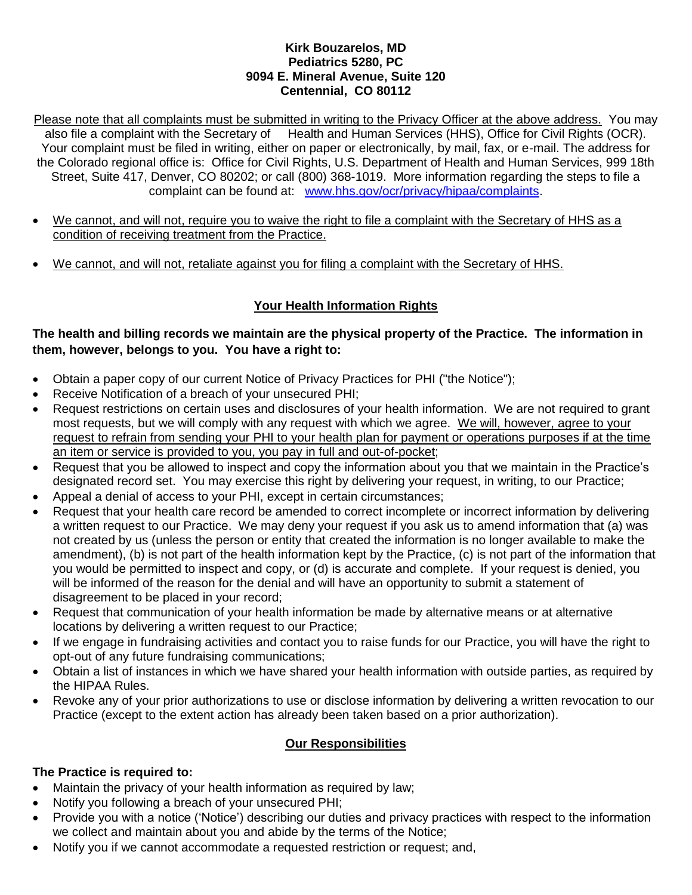**Kirk Bouzarelos, MD**
**Pediatrics 5280, PC**
**9094 E. Mineral Avenue, Suite 120**
**Centennial, CO 80112**

<u>Please note that all complaints must be submitted in writing to the Privacy Officer at the above address.</u> You may also file a complaint with the Secretary of Health and Human Services (HHS), Office for Civil Rights (OCR). Your complaint must be filed in writing, either on paper or electronically, by mail, fax, or e-mail. The address for the Colorado regional office is: Office for Civil Rights, U.S. Department of Health and Human Services, 999 18th Street, Suite 417, Denver, CO 80202; or call (800) 368-1019. More information regarding the steps to file a complaint can be found at: [www.hhs.gov/ocr/privacy/hipaa/complaints](http://www.hhs.gov/ocr/privacy/hipaa/complaints).

- <u>We cannot, and will not, require you to waive the right to file a complaint with the Secretary of HHS as a condition of receiving treatment from the Practice.</u>
- <u>We cannot, and will not, retaliate against you for filing a complaint with the Secretary of HHS.</u>

## <u>Your Health Information Rights</u>

**The health and billing records we maintain are the physical property of the Practice. The information in them, however, belongs to you. You have a right to:**

- Obtain a paper copy of our current Notice of Privacy Practices for PHI ("the Notice");
- Receive Notification of a breach of your unsecured PHI;
- Request restrictions on certain uses and disclosures of your health information. We are not required to grant most requests, but we will comply with any request with which we agree. <u>We will, however, agree to your request to refrain from sending your PHI to your health plan for payment or operations purposes if at the time an item or service is provided to you, you pay in full and out-of-pocket</u>;
- Request that you be allowed to inspect and copy the information about you that we maintain in the Practice's designated record set. You may exercise this right by delivering your request, in writing, to our Practice;
- Appeal a denial of access to your PHI, except in certain circumstances;
- Request that your health care record be amended to correct incomplete or incorrect information by delivering a written request to our Practice. We may deny your request if you ask us to amend information that (a) was not created by us (unless the person or entity that created the information is no longer available to make the amendment), (b) is not part of the health information kept by the Practice, (c) is not part of the information that you would be permitted to inspect and copy, or (d) is accurate and complete. If your request is denied, you will be informed of the reason for the denial and will have an opportunity to submit a statement of disagreement to be placed in your record;
- Request that communication of your health information be made by alternative means or at alternative locations by delivering a written request to our Practice;
- If we engage in fundraising activities and contact you to raise funds for our Practice, you will have the right to opt-out of any future fundraising communications;
- Obtain a list of instances in which we have shared your health information with outside parties, as required by the HIPAA Rules.
- Revoke any of your prior authorizations to use or disclose information by delivering a written revocation to our Practice (except to the extent action has already been taken based on a prior authorization).

## <u>Our Responsibilities</u>

**The Practice is required to:**

- Maintain the privacy of your health information as required by law;
- Notify you following a breach of your unsecured PHI;
- Provide you with a notice ('Notice') describing our duties and privacy practices with respect to the information we collect and maintain about you and abide by the terms of the Notice;
- Notify you if we cannot accommodate a requested restriction or request; and,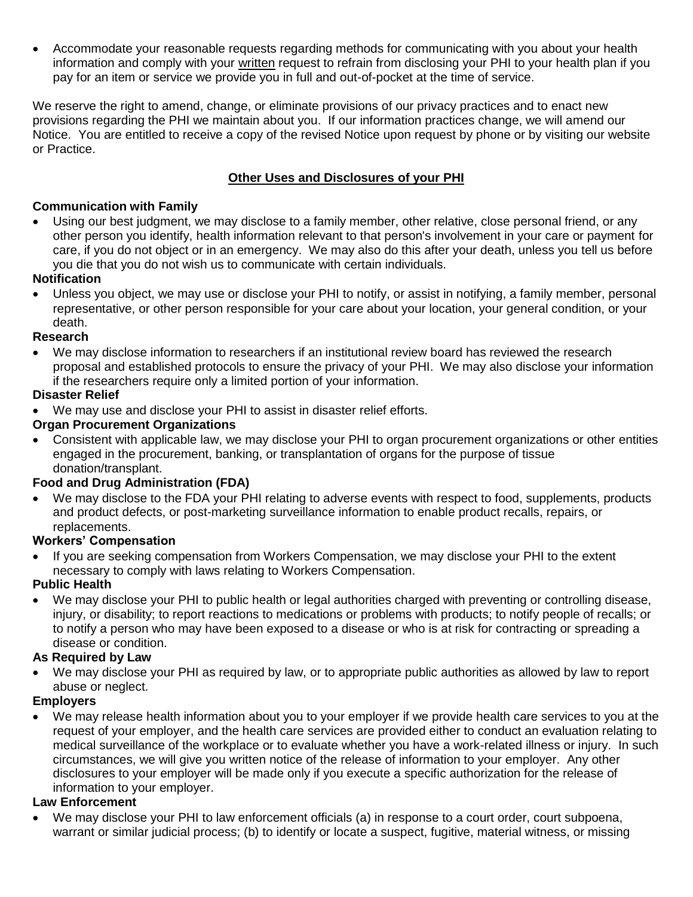- Accommodate your reasonable requests regarding methods for communicating with you about your health information and comply with your written request to refrain from disclosing your PHI to your health plan if you pay for an item or service we provide you in full and out-of-pocket at the time of service.

We reserve the right to amend, change, or eliminate provisions of our privacy practices and to enact new provisions regarding the PHI we maintain about you. If our information practices change, we will amend our Notice. You are entitled to receive a copy of the revised Notice upon request by phone or by visiting our website or Practice.

## Other Uses and Disclosures of your PHI

**Communication with Family**

- Using our best judgment, we may disclose to a family member, other relative, close personal friend, or any other person you identify, health information relevant to that person's involvement in your care or payment for care, if you do not object or in an emergency. We may also do this after your death, unless you tell us before you die that you do not wish us to communicate with certain individuals.

**Notification**

- Unless you object, we may use or disclose your PHI to notify, or assist in notifying, a family member, personal representative, or other person responsible for your care about your location, your general condition, or your death.

**Research**

- We may disclose information to researchers if an institutional review board has reviewed the research proposal and established protocols to ensure the privacy of your PHI. We may also disclose your information if the researchers require only a limited portion of your information.

**Disaster Relief**

- We may use and disclose your PHI to assist in disaster relief efforts.

**Organ Procurement Organizations**

- Consistent with applicable law, we may disclose your PHI to organ procurement organizations or other entities engaged in the procurement, banking, or transplantation of organs for the purpose of tissue donation/transplant.

**Food and Drug Administration (FDA)**

- We may disclose to the FDA your PHI relating to adverse events with respect to food, supplements, products and product defects, or post-marketing surveillance information to enable product recalls, repairs, or replacements.

**Workers' Compensation**

- If you are seeking compensation from Workers Compensation, we may disclose your PHI to the extent necessary to comply with laws relating to Workers Compensation.

**Public Health**

- We may disclose your PHI to public health or legal authorities charged with preventing or controlling disease, injury, or disability; to report reactions to medications or problems with products; to notify people of recalls; or to notify a person who may have been exposed to a disease or who is at risk for contracting or spreading a disease or condition.

**As Required by Law**

- We may disclose your PHI as required by law, or to appropriate public authorities as allowed by law to report abuse or neglect.

**Employers**

- We may release health information about you to your employer if we provide health care services to you at the request of your employer, and the health care services are provided either to conduct an evaluation relating to medical surveillance of the workplace or to evaluate whether you have a work-related illness or injury. In such circumstances, we will give you written notice of the release of information to your employer. Any other disclosures to your employer will be made only if you execute a specific authorization for the release of information to your employer.

**Law Enforcement**

- We may disclose your PHI to law enforcement officials (a) in response to a court order, court subpoena, warrant or similar judicial process; (b) to identify or locate a suspect, fugitive, material witness, or missing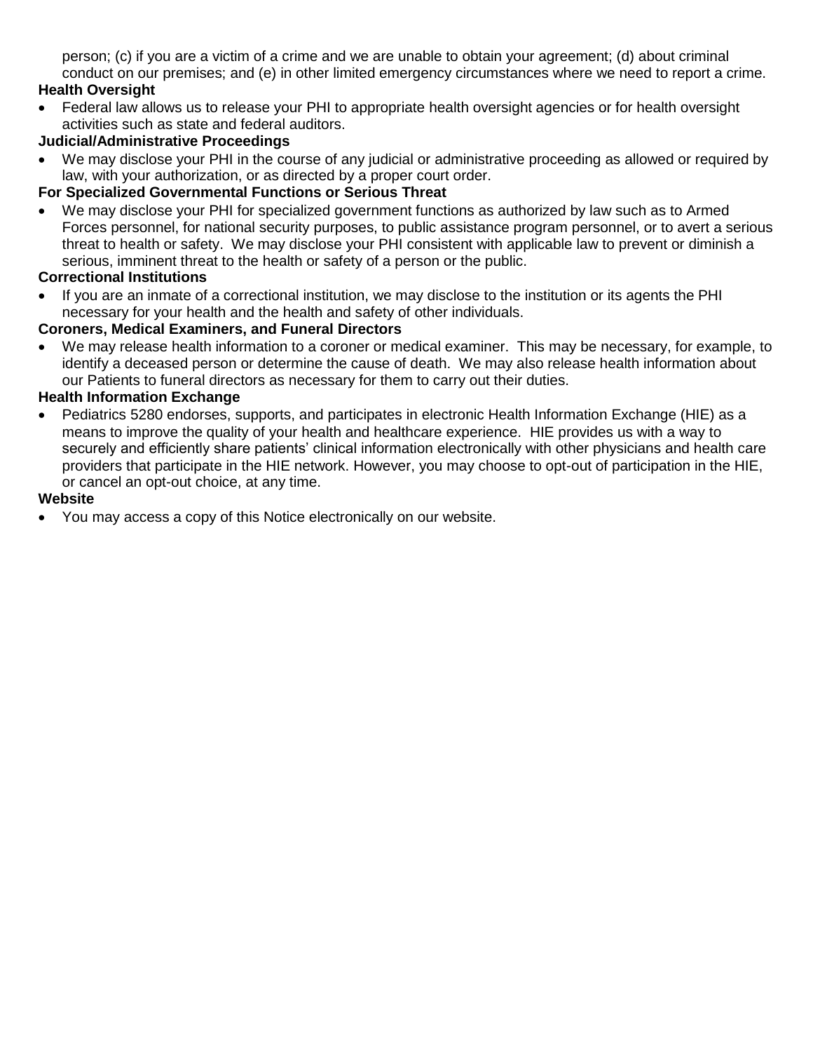person; (c) if you are a victim of a crime and we are unable to obtain your agreement; (d) about criminal conduct on our premises; and (e) in other limited emergency circumstances where we need to report a crime.

**Health Oversight**

- Federal law allows us to release your PHI to appropriate health oversight agencies or for health oversight activities such as state and federal auditors.

**Judicial/Administrative Proceedings**

- We may disclose your PHI in the course of any judicial or administrative proceeding as allowed or required by law, with your authorization, or as directed by a proper court order.

**For Specialized Governmental Functions or Serious Threat**

- We may disclose your PHI for specialized government functions as authorized by law such as to Armed Forces personnel, for national security purposes, to public assistance program personnel, or to avert a serious threat to health or safety. We may disclose your PHI consistent with applicable law to prevent or diminish a serious, imminent threat to the health or safety of a person or the public.

**Correctional Institutions**

- If you are an inmate of a correctional institution, we may disclose to the institution or its agents the PHI necessary for your health and the health and safety of other individuals.

**Coroners, Medical Examiners, and Funeral Directors**

- We may release health information to a coroner or medical examiner. This may be necessary, for example, to identify a deceased person or determine the cause of death. We may also release health information about our Patients to funeral directors as necessary for them to carry out their duties.

**Health Information Exchange**

- Pediatrics 5280 endorses, supports, and participates in electronic Health Information Exchange (HIE) as a means to improve the quality of your health and healthcare experience. HIE provides us with a way to securely and efficiently share patients' clinical information electronically with other physicians and health care providers that participate in the HIE network. However, you may choose to opt-out of participation in the HIE, or cancel an opt-out choice, at any time.

**Website**

- You may access a copy of this Notice electronically on our website.